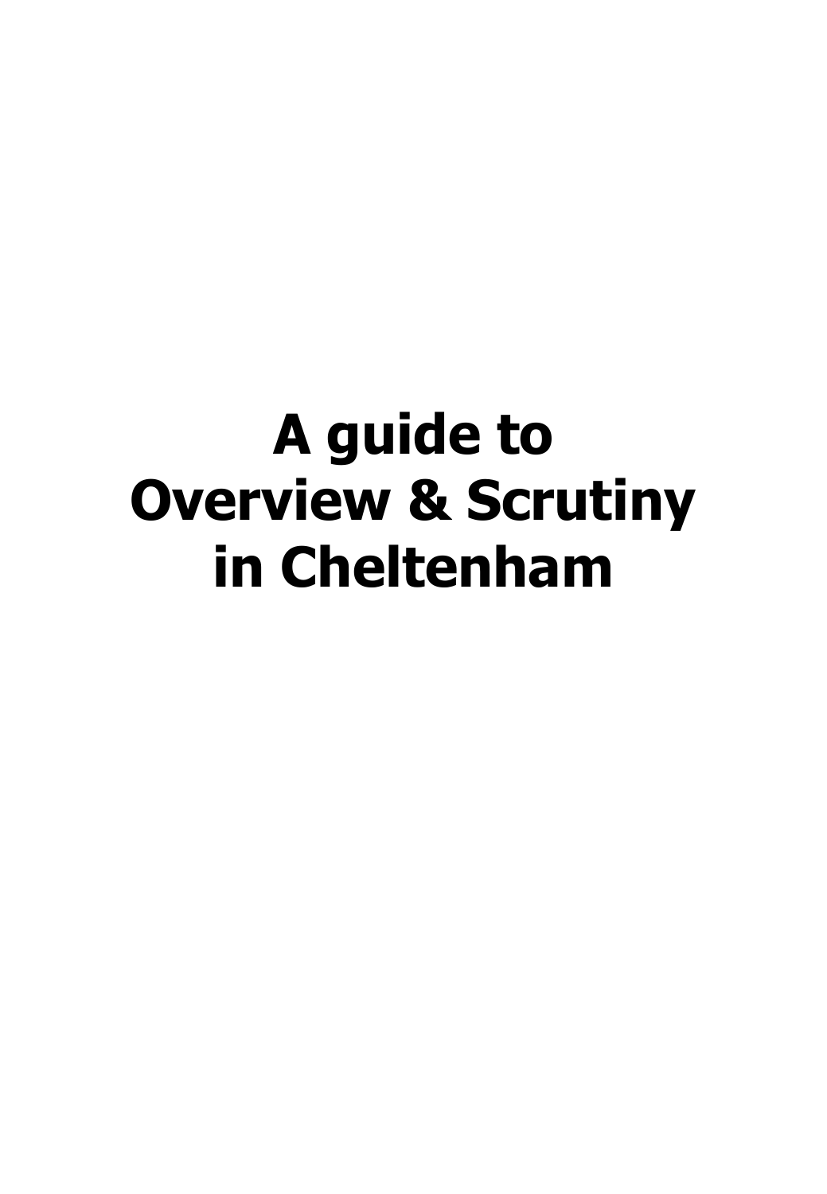# A guide to Overview & Scrutiny in Cheltenham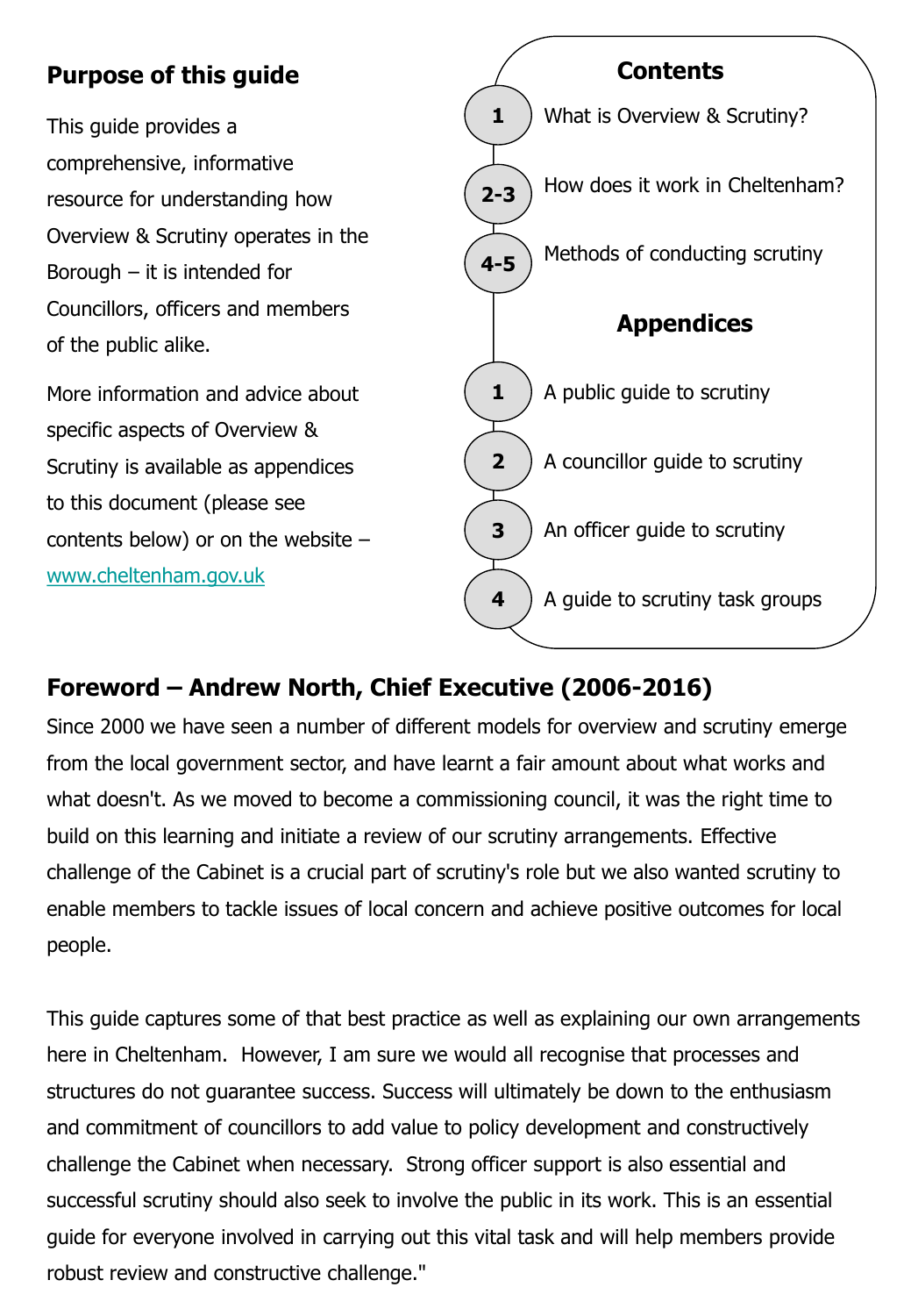## Purpose of this guide

This guide provides a comprehensive, informative resource for understanding how Overview & Scrutiny operates in the Borough – it is intended for Councillors, officers and members of the public alike.

More information and advice about specific aspects of Overview & Scrutiny is available as appendices to this document (please see contents below) or on the website – [www.cheltenham.gov.uk](http://www.cheltenham.gov.uk)

## Contents

- **1** What is Overview & Scrutiny?
- **2-3** How does it work in Cheltenham?
- **4-5** Methods of conducting scrutiny

### Appendices

- **1** A public guide to scrutiny
- **2** A councillor guide to scrutiny
- **3** An officer guide to scrutiny
- **4** A guide to scrutiny task groups

## Foreword – Andrew North, Chief Executive (2006-2016)

Since 2000 we have seen a number of different models for overview and scrutiny emerge from the local government sector, and have learnt a fair amount about what works and what doesn't. As we moved to become a commissioning council, it was the right time to build on this learning and initiate a review of our scrutiny arrangements. Effective challenge of the Cabinet is a crucial part of scrutiny's role but we also wanted scrutiny to enable members to tackle issues of local concern and achieve positive outcomes for local people.

This guide captures some of that best practice as well as explaining our own arrangements here in Cheltenham. However, I am sure we would all recognise that processes and structures do not guarantee success. Success will ultimately be down to the enthusiasm and commitment of councillors to add value to policy development and constructively challenge the Cabinet when necessary. Strong officer support is also essential and successful scrutiny should also seek to involve the public in its work. This is an essential guide for everyone involved in carrying out this vital task and will help members provide robust review and constructive challenge."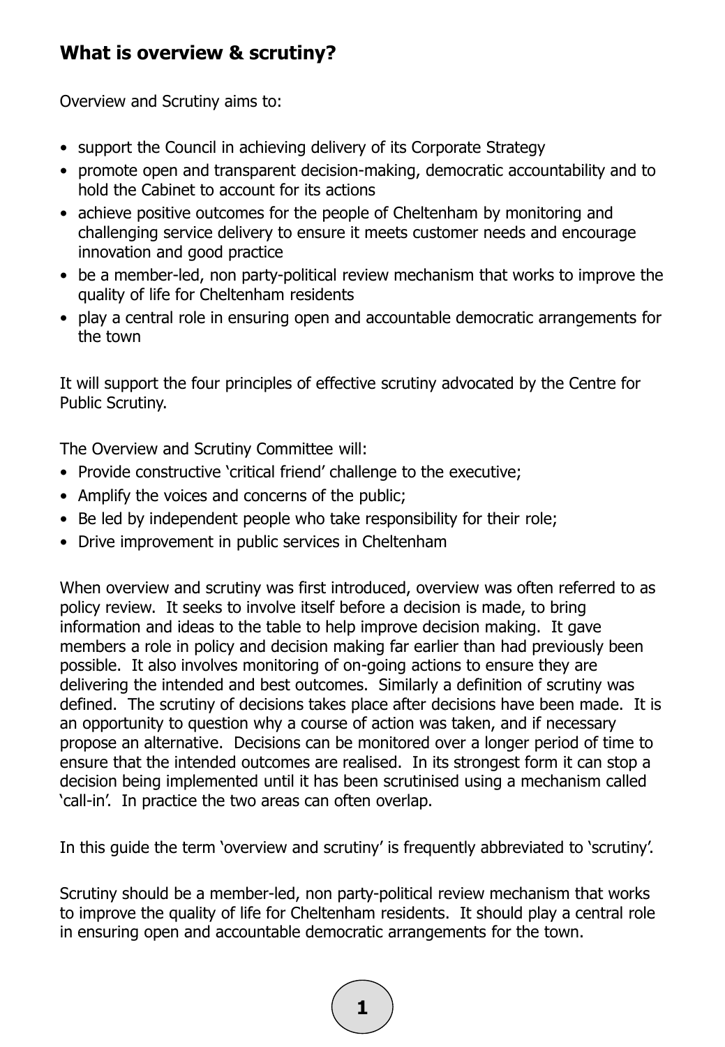## What is overview & scrutiny?

Overview and Scrutiny aims to:

- support the Council in achieving delivery of its Corporate Strategy
- promote open and transparent decision-making, democratic accountability and to hold the Cabinet to account for its actions
- achieve positive outcomes for the people of Cheltenham by monitoring and challenging service delivery to ensure it meets customer needs and encourage innovation and good practice
- be a member-led, non party-political review mechanism that works to improve the quality of life for Cheltenham residents
- play a central role in ensuring open and accountable democratic arrangements for the town

It will support the four principles of effective scrutiny advocated by the Centre for Public Scrutiny.

The Overview and Scrutiny Committee will:

- Provide constructive 'critical friend' challenge to the executive;
- Amplify the voices and concerns of the public;
- Be led by independent people who take responsibility for their role;
- Drive improvement in public services in Cheltenham

When overview and scrutiny was first introduced, overview was often referred to as policy review. It seeks to involve itself before a decision is made, to bring information and ideas to the table to help improve decision making. It gave members a role in policy and decision making far earlier than had previously been possible. It also involves monitoring of on-going actions to ensure they are delivering the intended and best outcomes. Similarly a definition of scrutiny was defined. The scrutiny of decisions takes place after decisions have been made. It is an opportunity to question why a course of action was taken, and if necessary propose an alternative. Decisions can be monitored over a longer period of time to ensure that the intended outcomes are realised. In its strongest form it can stop a decision being implemented until it has been scrutinised using a mechanism called 'call-in'. In practice the two areas can often overlap.

In this guide the term 'overview and scrutiny' is frequently abbreviated to 'scrutiny'.

Scrutiny should be a member-led, non party-political review mechanism that works to improve the quality of life for Cheltenham residents. It should play a central role in ensuring open and accountable democratic arrangements for the town.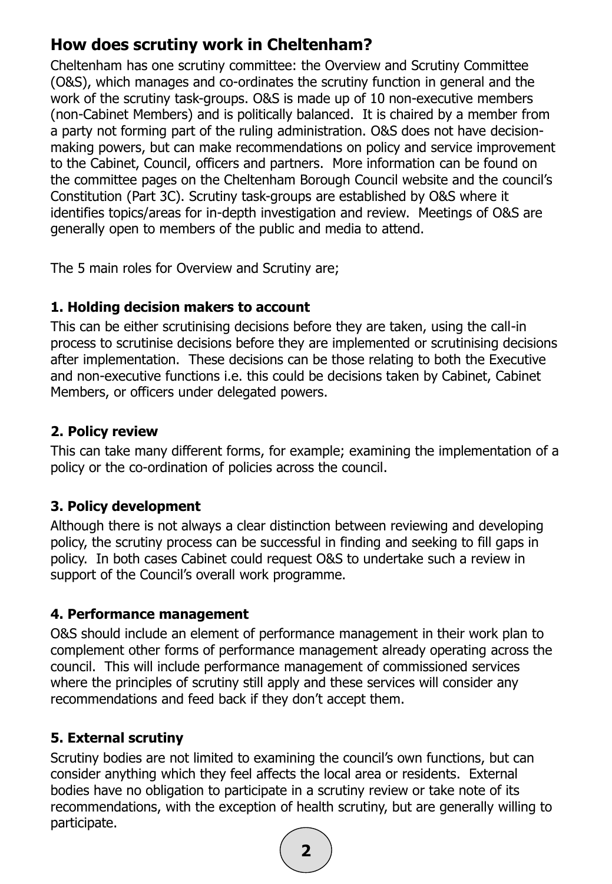## How does scrutiny work in Cheltenham?

Cheltenham has one scrutiny committee: the Overview and Scrutiny Committee (O&S), which manages and co-ordinates the scrutiny function in general and the work of the scrutiny task-groups. O&S is made up of 10 non-executive members (non-Cabinet Members) and is politically balanced. It is chaired by a member from a party not forming part of the ruling administration. O&S does not have decision-making powers, but can make recommendations on policy and service improvement to the Cabinet, Council, officers and partners. More information can be found on the committee pages on the Cheltenham Borough Council website and the council's Constitution (Part 3C). Scrutiny task-groups are established by O&S where it identifies topics/areas for in-depth investigation and review. Meetings of O&S are generally open to members of the public and media to attend.

The 5 main roles for Overview and Scrutiny are;

### 1. Holding decision makers to account

This can be either scrutinising decisions before they are taken, using the call-in process to scrutinise decisions before they are implemented or scrutinising decisions after implementation. These decisions can be those relating to both the Executive and non-executive functions i.e. this could be decisions taken by Cabinet, Cabinet Members, or officers under delegated powers.

### 2. Policy review

This can take many different forms, for example; examining the implementation of a policy or the co-ordination of policies across the council.

### 3. Policy development

Although there is not always a clear distinction between reviewing and developing policy, the scrutiny process can be successful in finding and seeking to fill gaps in policy. In both cases Cabinet could request O&S to undertake such a review in support of the Council's overall work programme.

### 4. Performance management

O&S should include an element of performance management in their work plan to complement other forms of performance management already operating across the council. This will include performance management of commissioned services where the principles of scrutiny still apply and these services will consider any recommendations and feed back if they don't accept them.

### 5. External scrutiny

Scrutiny bodies are not limited to examining the council's own functions, but can consider anything which they feel affects the local area or residents. External bodies have no obligation to participate in a scrutiny review or take note of its recommendations, with the exception of health scrutiny, but are generally willing to participate.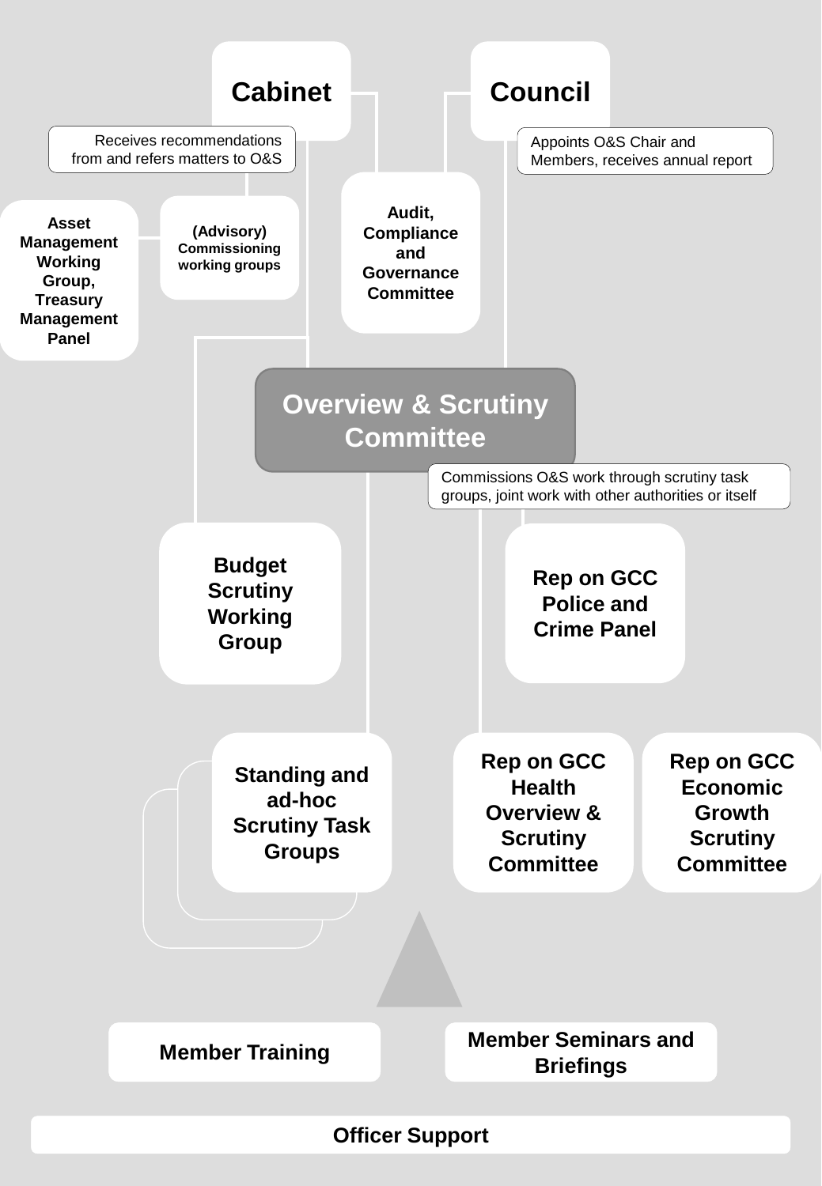Cabinet

Council

Receives recommendations from and refers matters to O&S

Appoints O&S Chair and Members, receives annual report

Asset Management Working Group, Treasury Management Panel

(Advisory) Commissioning working groups

Audit, Compliance and Governance Committee

Overview & Scrutiny Committee

Commissions O&S work through scrutiny task groups, joint work with other authorities or itself

Budget Scrutiny Working Group

Rep on GCC Police and Crime Panel

Standing and ad-hoc Scrutiny Task Groups

Rep on GCC Health Overview & Scrutiny Committee

Rep on GCC Economic Growth Scrutiny Committee

Member Training

Member Seminars and Briefings

Officer Support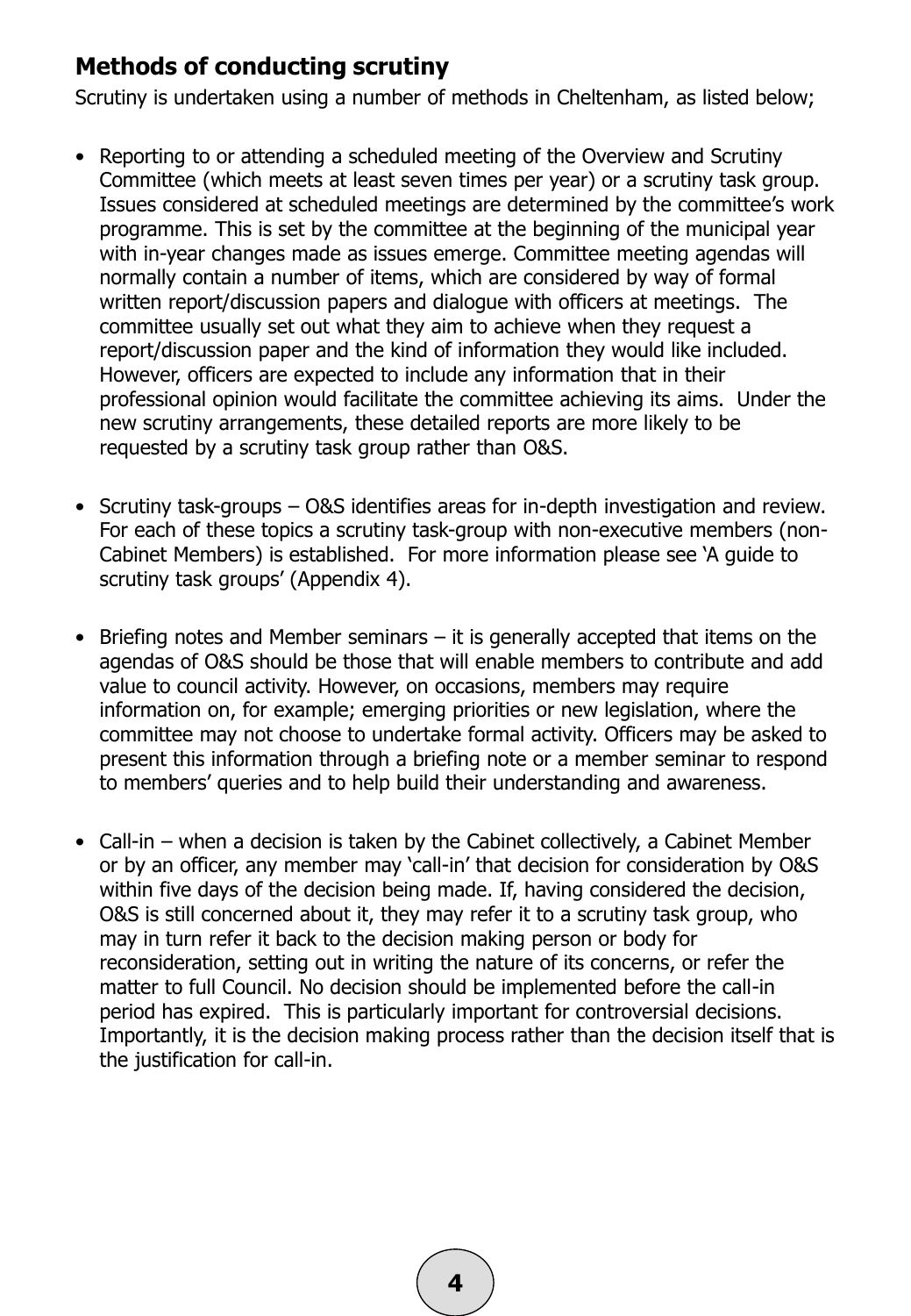## Methods of conducting scrutiny

Scrutiny is undertaken using a number of methods in Cheltenham, as listed below;

- Reporting to or attending a scheduled meeting of the Overview and Scrutiny Committee (which meets at least seven times per year) or a scrutiny task group. Issues considered at scheduled meetings are determined by the committee's work programme. This is set by the committee at the beginning of the municipal year with in-year changes made as issues emerge. Committee meeting agendas will normally contain a number of items, which are considered by way of formal written report/discussion papers and dialogue with officers at meetings. The committee usually set out what they aim to achieve when they request a report/discussion paper and the kind of information they would like included. However, officers are expected to include any information that in their professional opinion would facilitate the committee achieving its aims. Under the new scrutiny arrangements, these detailed reports are more likely to be requested by a scrutiny task group rather than O&S.

- Scrutiny task-groups – O&S identifies areas for in-depth investigation and review. For each of these topics a scrutiny task-group with non-executive members (non-Cabinet Members) is established. For more information please see 'A guide to scrutiny task groups' (Appendix 4).

- Briefing notes and Member seminars – it is generally accepted that items on the agendas of O&S should be those that will enable members to contribute and add value to council activity. However, on occasions, members may require information on, for example; emerging priorities or new legislation, where the committee may not choose to undertake formal activity. Officers may be asked to present this information through a briefing note or a member seminar to respond to members' queries and to help build their understanding and awareness.

- Call-in – when a decision is taken by the Cabinet collectively, a Cabinet Member or by an officer, any member may 'call-in' that decision for consideration by O&S within five days of the decision being made. If, having considered the decision, O&S is still concerned about it, they may refer it to a scrutiny task group, who may in turn refer it back to the decision making person or body for reconsideration, setting out in writing the nature of its concerns, or refer the matter to full Council. No decision should be implemented before the call-in period has expired. This is particularly important for controversial decisions. Importantly, it is the decision making process rather than the decision itself that is the justification for call-in.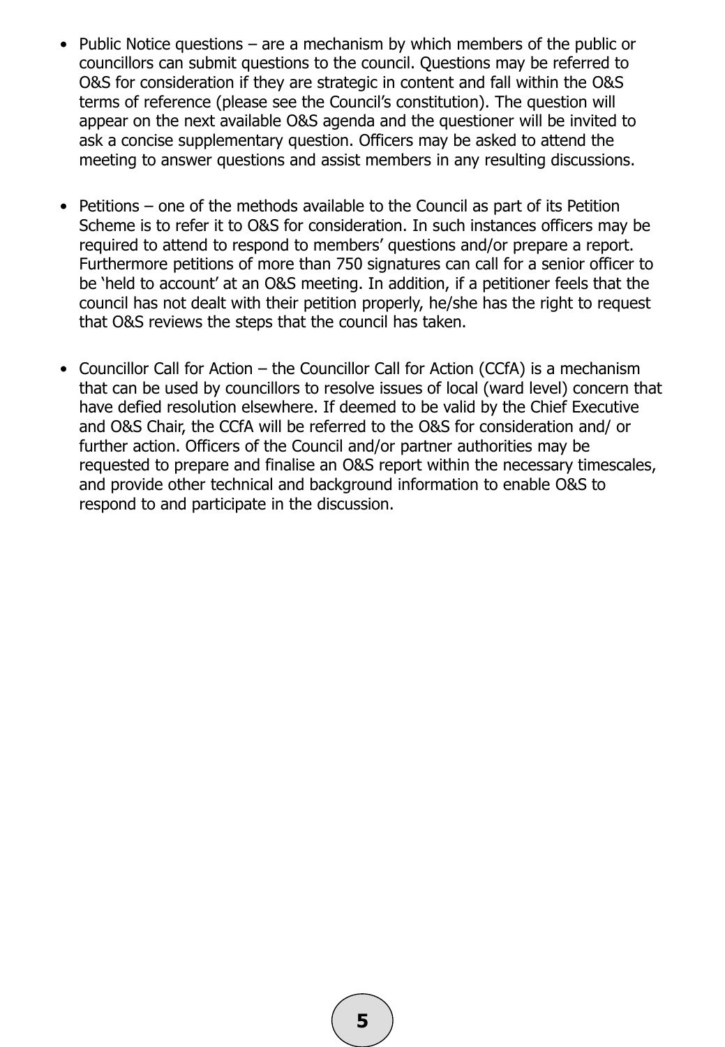- Public Notice questions – are a mechanism by which members of the public or councillors can submit questions to the council. Questions may be referred to O&S for consideration if they are strategic in content and fall within the O&S terms of reference (please see the Council's constitution). The question will appear on the next available O&S agenda and the questioner will be invited to ask a concise supplementary question. Officers may be asked to attend the meeting to answer questions and assist members in any resulting discussions.

- Petitions – one of the methods available to the Council as part of its Petition Scheme is to refer it to O&S for consideration. In such instances officers may be required to attend to respond to members' questions and/or prepare a report. Furthermore petitions of more than 750 signatures can call for a senior officer to be 'held to account' at an O&S meeting. In addition, if a petitioner feels that the council has not dealt with their petition properly, he/she has the right to request that O&S reviews the steps that the council has taken.

- Councillor Call for Action – the Councillor Call for Action (CCfA) is a mechanism that can be used by councillors to resolve issues of local (ward level) concern that have defied resolution elsewhere. If deemed to be valid by the Chief Executive and O&S Chair, the CCfA will be referred to the O&S for consideration and/ or further action. Officers of the Council and/or partner authorities may be requested to prepare and finalise an O&S report within the necessary timescales, and provide other technical and background information to enable O&S to respond to and participate in the discussion.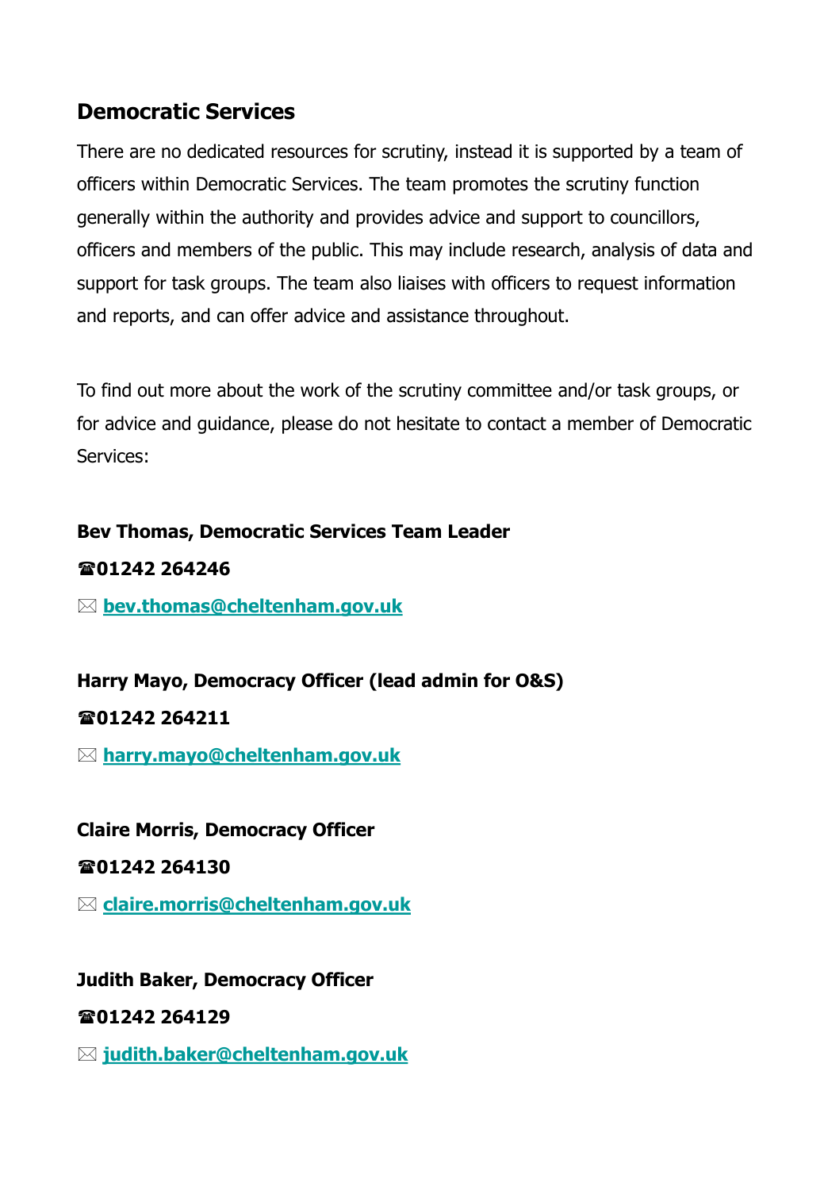## Democratic Services

There are no dedicated resources for scrutiny, instead it is supported by a team of officers within Democratic Services. The team promotes the scrutiny function generally within the authority and provides advice and support to councillors, officers and members of the public. This may include research, analysis of data and support for task groups. The team also liaises with officers to request information and reports, and can offer advice and assistance throughout.

To find out more about the work of the scrutiny committee and/or task groups, or for advice and guidance, please do not hesitate to contact a member of Democratic Services:

**Bev Thomas, Democratic Services Team Leader**

**☎01242 264246**

✉ **bev.thomas@cheltenham.gov.uk**

**Harry Mayo, Democracy Officer (lead admin for O&S)**

**☎01242 264211**

✉ **harry.mayo@cheltenham.gov.uk**

**Claire Morris, Democracy Officer**

**☎01242 264130**

✉ **claire.morris@cheltenham.gov.uk**

**Judith Baker, Democracy Officer**

**☎01242 264129**

✉ **judith.baker@cheltenham.gov.uk**